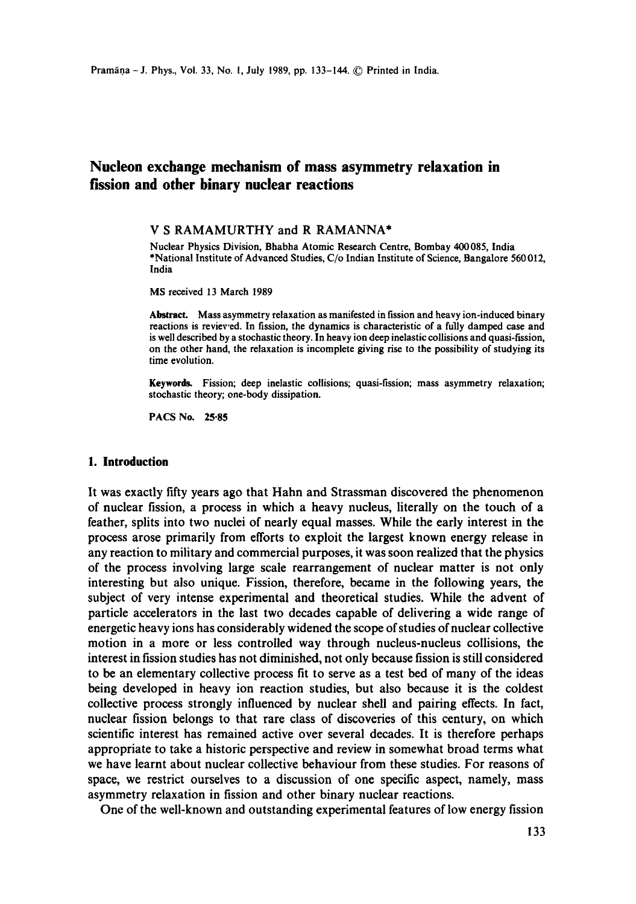# Nucleon exchange mechanism of mass asymmetry relaxation in fission and other binary nuclear reactions

V S RAMAMURTHY and R RAMANNA*

Nuclear Physics Division, Bhabha Atomic Research Centre, Bombay 400085, India
*National Institute of Advanced Studies, C/o Indian Institute of Science, Bangalore 560012, India

MS received 13 March 1989

**Abstract.** Mass asymmetry relaxation as manifested in fission and heavy ion-induced binary reactions is reviewed. In fission, the dynamics is characteristic of a fully damped case and is well described by a stochastic theory. In heavy ion deep inelastic collisions and quasi-fission, on the other hand, the relaxation is incomplete giving rise to the possibility of studying its time evolution.

**Keywords.** Fission; deep inelastic collisions; quasi-fission; mass asymmetry relaxation; stochastic theory; one-body dissipation.

**PACS No.** 25·85

## 1. Introduction

It was exactly fifty years ago that Hahn and Strassman discovered the phenomenon of nuclear fission, a process in which a heavy nucleus, literally on the touch of a feather, splits into two nuclei of nearly equal masses. While the early interest in the process arose primarily from efforts to exploit the largest known energy release in any reaction to military and commercial purposes, it was soon realized that the physics of the process involving large scale rearrangement of nuclear matter is not only interesting but also unique. Fission, therefore, became in the following years, the subject of very intense experimental and theoretical studies. While the advent of particle accelerators in the last two decades capable of delivering a wide range of energetic heavy ions has considerably widened the scope of studies of nuclear collective motion in a more or less controlled way through nucleus-nucleus collisions, the interest in fission studies has not diminished, not only because fission is still considered to be an elementary collective process fit to serve as a test bed of many of the ideas being developed in heavy ion reaction studies, but also because it is the coldest collective process strongly influenced by nuclear shell and pairing effects. In fact, nuclear fission belongs to that rare class of discoveries of this century, on which scientific interest has remained active over several decades. It is therefore perhaps appropriate to take a historic perspective and review in somewhat broad terms what we have learnt about nuclear collective behaviour from these studies. For reasons of space, we restrict ourselves to a discussion of one specific aspect, namely, mass asymmetry relaxation in fission and other binary nuclear reactions.

One of the well-known and outstanding experimental features of low energy fission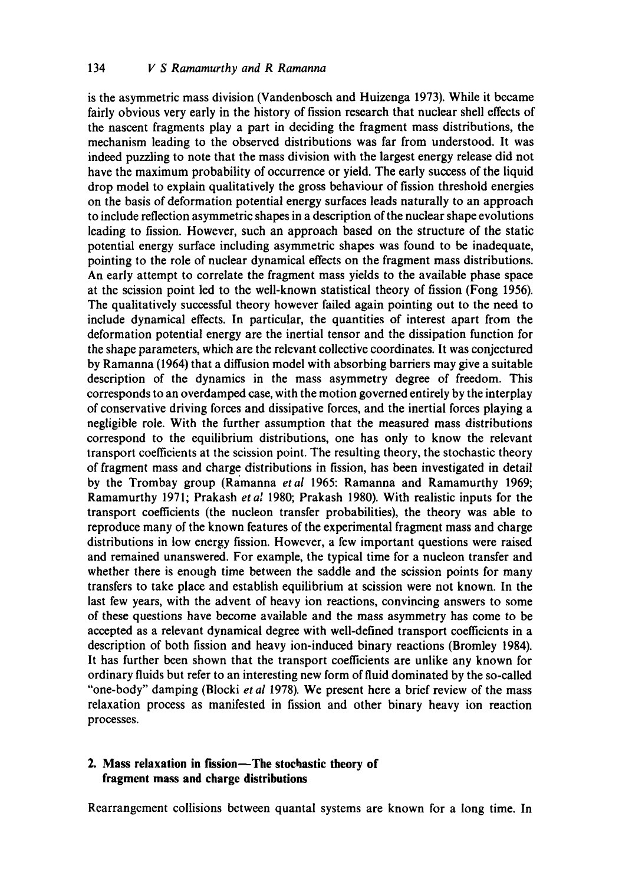is the asymmetric mass division (Vandenbosch and Huizenga 1973). While it became fairly obvious very early in the history of fission research that nuclear shell effects of the nascent fragments play a part in deciding the fragment mass distributions, the mechanism leading to the observed distributions was far from understood. It was indeed puzzling to note that the mass division with the largest energy release did not have the maximum probability of occurrence or yield. The early success of the liquid drop model to explain qualitatively the gross behaviour of fission threshold energies on the basis of deformation potential energy surfaces leads naturally to an approach to include reflection asymmetric shapes in a description of the nuclear shape evolutions leading to fission. However, such an approach based on the structure of the static potential energy surface including asymmetric shapes was found to be inadequate, pointing to the role of nuclear dynamical effects on the fragment mass distributions. An early attempt to correlate the fragment mass yields to the available phase space at the scission point led to the well-known statistical theory of fission (Fong 1956). The qualitatively successful theory however failed again pointing out to the need to include dynamical effects. In particular, the quantities of interest apart from the deformation potential energy are the inertial tensor and the dissipation function for the shape parameters, which are the relevant collective coordinates. It was conjectured by Ramanna (1964) that a diffusion model with absorbing barriers may give a suitable description of the dynamics in the mass asymmetry degree of freedom. This corresponds to an overdamped case, with the motion governed entirely by the interplay of conservative driving forces and dissipative forces, and the inertial forces playing a negligible role. With the further assumption that the measured mass distributions correspond to the equilibrium distributions, one has only to know the relevant transport coefficients at the scission point. The resulting theory, the stochastic theory of fragment mass and charge distributions in fission, has been investigated in detail by the Trombay group (Ramanna *et al* 1965: Ramanna and Ramamurthy 1969; Ramamurthy 1971; Prakash *et al* 1980; Prakash 1980). With realistic inputs for the transport coefficients (the nucleon transfer probabilities), the theory was able to reproduce many of the known features of the experimental fragment mass and charge distributions in low energy fission. However, a few important questions were raised and remained unanswered. For example, the typical time for a nucleon transfer and whether there is enough time between the saddle and the scission points for many transfers to take place and establish equilibrium at scission were not known. In the last few years, with the advent of heavy ion reactions, convincing answers to some of these questions have become available and the mass asymmetry has come to be accepted as a relevant dynamical degree with well-defined transport coefficients in a description of both fission and heavy ion-induced binary reactions (Bromley 1984). It has further been shown that the transport coefficients are unlike any known for ordinary fluids but refer to an interesting new form of fluid dominated by the so-called "one-body" damping (Blocki *et al* 1978). We present here a brief review of the mass relaxation process as manifested in fission and other binary heavy ion reaction processes.

## 2. Mass relaxation in fission—The stochastic theory of fragment mass and charge distributions

Rearrangement collisions between quantal systems are known for a long time. In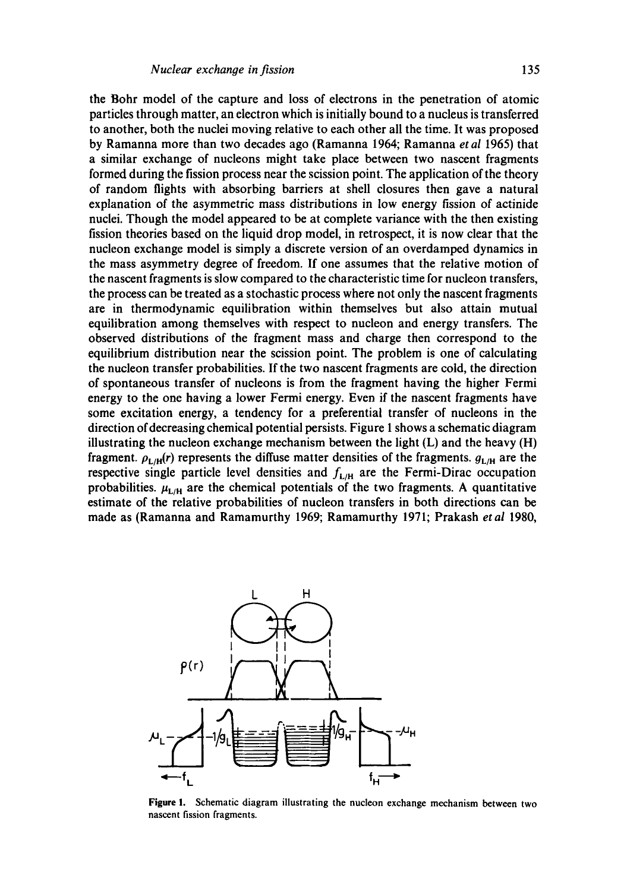the Bohr model of the capture and loss of electrons in the penetration of atomic particles through matter, an electron which is initially bound to a nucleus is transferred to another, both the nuclei moving relative to each other all the time. It was proposed by Ramanna more than two decades ago (Ramanna 1964; Ramanna *et al* 1965) that a similar exchange of nucleons might take place between two nascent fragments formed during the fission process near the scission point. The application of the theory of random flights with absorbing barriers at shell closures then gave a natural explanation of the asymmetric mass distributions in low energy fission of actinide nuclei. Though the model appeared to be at complete variance with the then existing fission theories based on the liquid drop model, in retrospect, it is now clear that the nucleon exchange model is simply a discrete version of an overdamped dynamics in the mass asymmetry degree of freedom. If one assumes that the relative motion of the nascent fragments is slow compared to the characteristic time for nucleon transfers, the process can be treated as a stochastic process where not only the nascent fragments are in thermodynamic equilibration within themselves but also attain mutual equilibration among themselves with respect to nucleon and energy transfers. The observed distributions of the fragment mass and charge then correspond to the equilibrium distribution near the scission point. The problem is one of calculating the nucleon transfer probabilities. If the two nascent fragments are cold, the direction of spontaneous transfer of nucleons is from the fragment having the higher Fermi energy to the one having a lower Fermi energy. Even if the nascent fragments have some excitation energy, a tendency for a preferential transfer of nucleons in the direction of decreasing chemical potential persists. Figure 1 shows a schematic diagram illustrating the nucleon exchange mechanism between the light (L) and the heavy (H) fragment. $\rho_{L/H}(r)$ represents the diffuse matter densities of the fragments. $g_{L/H}$ are the respective single particle level densities and $f_{L/H}$ are the Fermi-Dirac occupation probabilities. $\mu_{L/H}$ are the chemical potentials of the two fragments. A quantitative estimate of the relative probabilities of nucleon transfers in both directions can be made as (Ramanna and Ramamurthy 1969; Ramamurthy 1971; Prakash *et al* 1980,

**Figure 1.** Schematic diagram illustrating the nucleon exchange mechanism between two nascent fission fragments.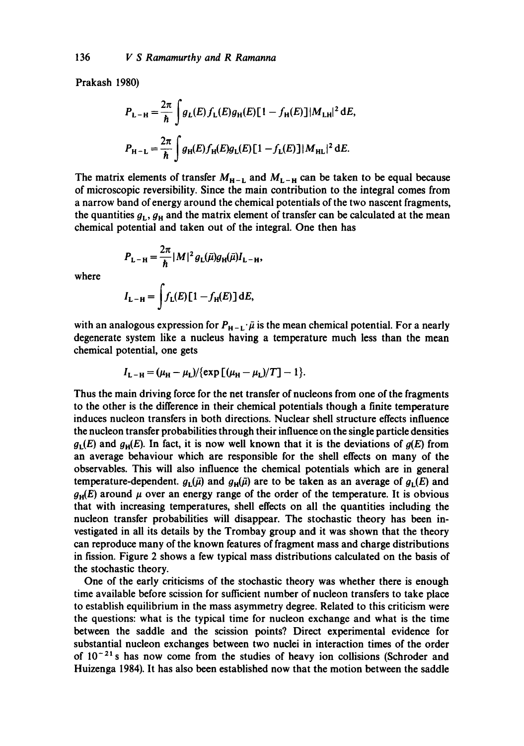Prakash 1980)

$$P_{L-H} = \frac{2\pi}{\hbar} \int g_L(E) f_L(E) g_H(E) [1 - f_H(E)] |M_{LH}|^2 \, dE,$$

$$P_{H-L} = \frac{2\pi}{\hbar} \int g_H(E) f_H(E) g_L(E) [1 - f_L(E)] |M_{HL}|^2 \, dE.$$

The matrix elements of transfer $M_{H-L}$ and $M_{L-H}$ can be taken to be equal because of microscopic reversibility. Since the main contribution to the integral comes from a narrow band of energy around the chemical potentials of the two nascent fragments, the quantities $g_L$, $g_H$ and the matrix element of transfer can be calculated at the mean chemical potential and taken out of the integral. One then has

$$P_{L-H} = \frac{2\pi}{\hbar} |M|^2 g_L(\bar{\mu}) g_H(\bar{\mu}) I_{L-H},$$

where

$$I_{L-H} = \int f_L(E) [1 - f_H(E)] \, dE,$$

with an analogous expression for $P_{H-L} \cdot \bar{\mu}$ is the mean chemical potential. For a nearly degenerate system like a nucleus having a temperature much less than the mean chemical potential, one gets

$$I_{L-H} = (\mu_H - \mu_L) / \{\exp[(\mu_H - \mu_L)/T] - 1\}.$$

Thus the main driving force for the net transfer of nucleons from one of the fragments to the other is the difference in their chemical potentials though a finite temperature induces nucleon transfers in both directions. Nuclear shell structure effects influence the nucleon transfer probabilities through their influence on the single particle densities $g_L(E)$ and $g_H(E)$. In fact, it is now well known that it is the deviations of $g(E)$ from an average behaviour which are responsible for the shell effects on many of the observables. This will also influence the chemical potentials which are in general temperature-dependent. $g_L(\bar{\mu})$ and $g_H(\bar{\mu})$ are to be taken as an average of $g_L(E)$ and $g_H(E)$ around $\mu$ over an energy range of the order of the temperature. It is obvious that with increasing temperatures, shell effects on all the quantities including the nucleon transfer probabilities will disappear. The stochastic theory has been investigated in all its details by the Trombay group and it was shown that the theory can reproduce many of the known features of fragment mass and charge distributions in fission. Figure 2 shows a few typical mass distributions calculated on the basis of the stochastic theory.

One of the early criticisms of the stochastic theory was whether there is enough time available before scission for sufficient number of nucleon transfers to take place to establish equilibrium in the mass asymmetry degree. Related to this criticism were the questions: what is the typical time for nucleon exchange and what is the time between the saddle and the scission points? Direct experimental evidence for substantial nucleon exchanges between two nuclei in interaction times of the order of $10^{-21}$ s has now come from the studies of heavy ion collisions (Schroder and Huizenga 1984). It has also been established now that the motion between the saddle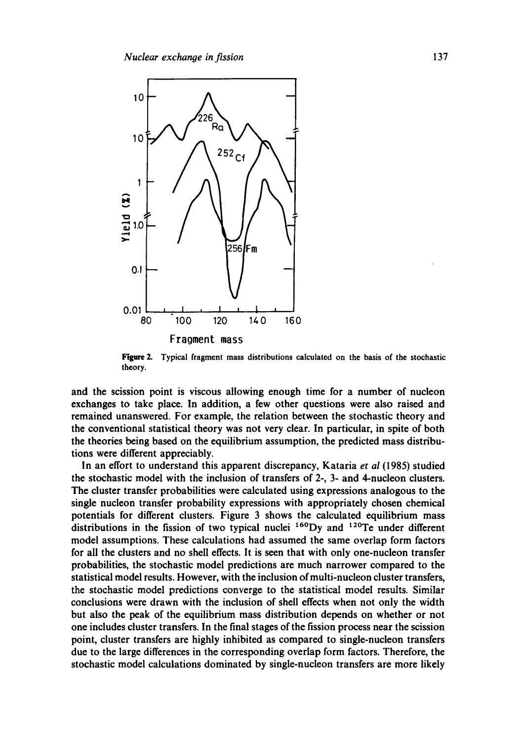Figure 2. Typical fragment mass distributions calculated on the basis of the stochastic theory.

and the scission point is viscous allowing enough time for a number of nucleon exchanges to take place. In addition, a few other questions were also raised and remained unanswered. For example, the relation between the stochastic theory and the conventional statistical theory was not very clear. In particular, in spite of both the theories being based on the equilibrium assumption, the predicted mass distributions were different appreciably.

In an effort to understand this apparent discrepancy, Kataria *et al* (1985) studied the stochastic model with the inclusion of transfers of 2-, 3- and 4-nucleon clusters. The cluster transfer probabilities were calculated using expressions analogous to the single nucleon transfer probability expressions with appropriately chosen chemical potentials for different clusters. Figure 3 shows the calculated equilibrium mass distributions in the fission of two typical nuclei $^{160}$Dy and $^{120}$Te under different model assumptions. These calculations had assumed the same overlap form factors for all the clusters and no shell effects. It is seen that with only one-nucleon transfer probabilities, the stochastic model predictions are much narrower compared to the statistical model results. However, with the inclusion of multi-nucleon cluster transfers, the stochastic model predictions converge to the statistical model results. Similar conclusions were drawn with the inclusion of shell effects when not only the width but also the peak of the equilibrium mass distribution depends on whether or not one includes cluster transfers. In the final stages of the fission process near the scission point, cluster transfers are highly inhibited as compared to single-nucleon transfers due to the large differences in the corresponding overlap form factors. Therefore, the stochastic model calculations dominated by single-nucleon transfers are more likely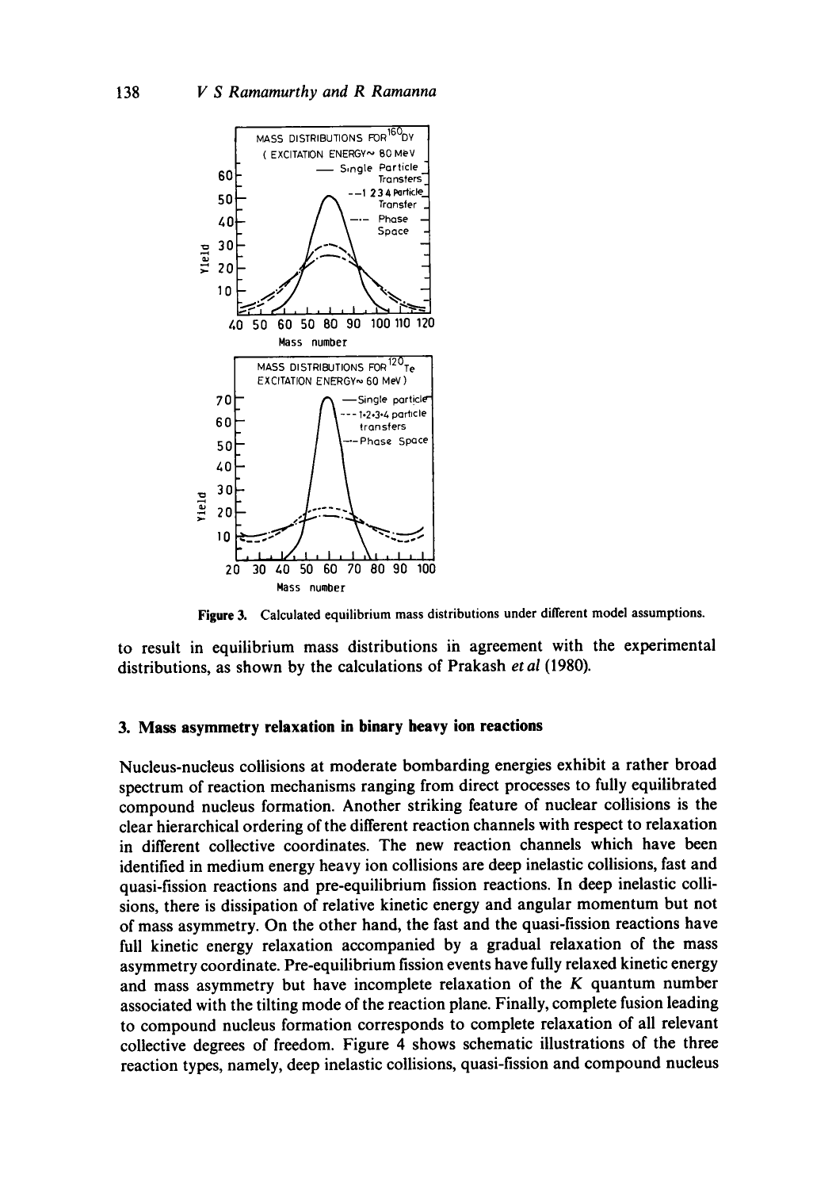**Figure 3.** Calculated equilibrium mass distributions under different model assumptions.

to result in equilibrium mass distributions in agreement with the experimental distributions, as shown by the calculations of Prakash *et al* (1980).

## 3. Mass asymmetry relaxation in binary heavy ion reactions

Nucleus-nucleus collisions at moderate bombarding energies exhibit a rather broad spectrum of reaction mechanisms ranging from direct processes to fully equilibrated compound nucleus formation. Another striking feature of nuclear collisions is the clear hierarchical ordering of the different reaction channels with respect to relaxation in different collective coordinates. The new reaction channels which have been identified in medium energy heavy ion collisions are deep inelastic collisions, fast and quasi-fission reactions and pre-equilibrium fission reactions. In deep inelastic collisions, there is dissipation of relative kinetic energy and angular momentum but not of mass asymmetry. On the other hand, the fast and the quasi-fission reactions have full kinetic energy relaxation accompanied by a gradual relaxation of the mass asymmetry coordinate. Pre-equilibrium fission events have fully relaxed kinetic energy and mass asymmetry but have incomplete relaxation of the $K$ quantum number associated with the tilting mode of the reaction plane. Finally, complete fusion leading to compound nucleus formation corresponds to complete relaxation of all relevant collective degrees of freedom. Figure 4 shows schematic illustrations of the three reaction types, namely, deep inelastic collisions, quasi-fission and compound nucleus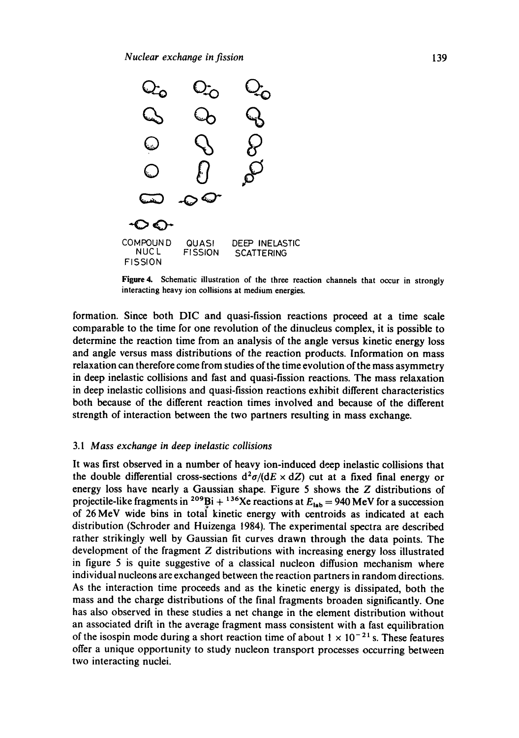COMPOUND NUCL FISSION QUASI FISSION DEEP INELASTIC SCATTERING

**Figure 4.** Schematic illustration of the three reaction channels that occur in strongly interacting heavy ion collisions at medium energies.

formation. Since both DIC and quasi-fission reactions proceed at a time scale comparable to the time for one revolution of the dinucleus complex, it is possible to determine the reaction time from an analysis of the angle versus kinetic energy loss and angle versus mass distributions of the reaction products. Information on mass relaxation can therefore come from studies of the time evolution of the mass asymmetry in deep inelastic collisions and fast and quasi-fission reactions. The mass relaxation in deep inelastic collisions and quasi-fission reactions exhibit different characteristics both because of the different reaction times involved and because of the different strength of interaction between the two partners resulting in mass exchange.

### 3.1 *Mass exchange in deep inelastic collisions*

It was first observed in a number of heavy ion-induced deep inelastic collisions that the double differential cross-sections $d^2\sigma/(dE \times dZ)$ cut at a fixed final energy or energy loss have nearly a Gaussian shape. Figure 5 shows the $Z$ distributions of projectile-like fragments in $^{209}Bi + {}^{136}Xe$ reactions at $E_{lab} = 940$ MeV for a succession of 26 MeV wide bins in total kinetic energy with centroids as indicated at each distribution (Schroder and Huizenga 1984). The experimental spectra are described rather strikingly well by Gaussian fit curves drawn through the data points. The development of the fragment $Z$ distributions with increasing energy loss illustrated in figure 5 is quite suggestive of a classical nucleon diffusion mechanism where individual nucleons are exchanged between the reaction partners in random directions. As the interaction time proceeds and as the kinetic energy is dissipated, both the mass and the charge distributions of the final fragments broaden significantly. One has also observed in these studies a net change in the element distribution without an associated drift in the average fragment mass consistent with a fast equilibration of the isospin mode during a short reaction time of about $1 \times 10^{-21}$ s. These features offer a unique opportunity to study nucleon transport processes occurring between two interacting nuclei.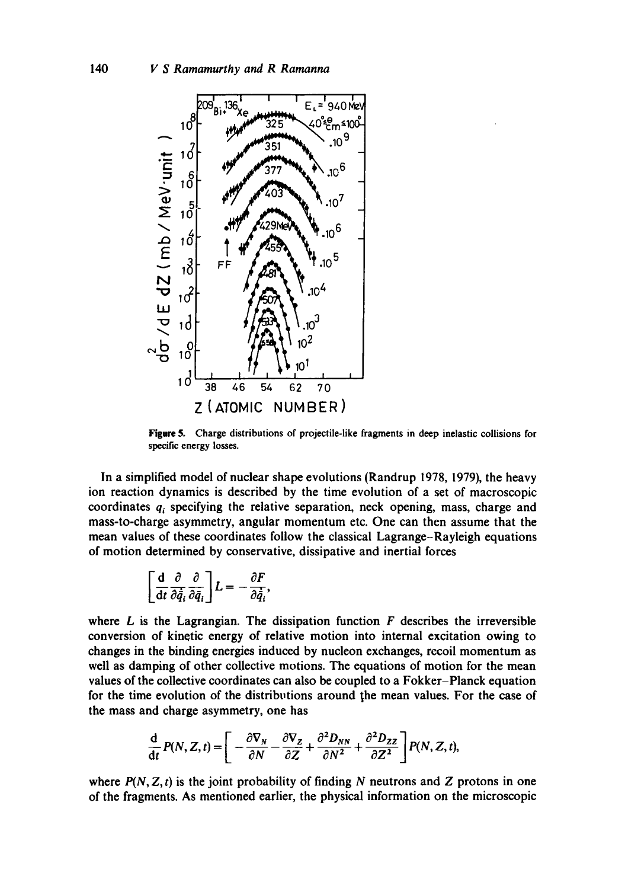**Figure 5.** Charge distributions of projectile-like fragments in deep inelastic collisions for specific energy losses.

In a simplified model of nuclear shape evolutions (Randrup 1978, 1979), the heavy ion reaction dynamics is described by the time evolution of a set of macroscopic coordinates $q_i$ specifying the relative separation, neck opening, mass, charge and mass-to-charge asymmetry, angular momentum etc. One can then assume that the mean values of these coordinates follow the classical Lagrange–Rayleigh equations of motion determined by conservative, dissipative and inertial forces

$$\left[\frac{\mathrm{d}}{\mathrm{d}t}\frac{\partial}{\partial \dot{\bar{q}}_i}\frac{\partial}{\partial \bar{q}_i}\right] L = -\frac{\partial F}{\partial \dot{\bar{q}}_i},$$

where $L$ is the Lagrangian. The dissipation function $F$ describes the irreversible conversion of kinetic energy of relative motion into internal excitation owing to changes in the binding energies induced by nucleon exchanges, recoil momentum as well as damping of other collective motions. The equations of motion for the mean values of the collective coordinates can also be coupled to a Fokker–Planck equation for the time evolution of the distributions around the mean values. For the case of the mass and charge asymmetry, one has

$$\frac{\mathrm{d}}{\mathrm{d}t} P(N, Z, t) = \left[ -\frac{\partial \mathrm{V}_N}{\partial N} - \frac{\partial \mathrm{V}_Z}{\partial Z} + \frac{\partial^2 D_{NN}}{\partial N^2} + \frac{\partial^2 D_{ZZ}}{\partial Z^2} \right] P(N, Z, t),$$

where $P(N, Z, t)$ is the joint probability of finding $N$ neutrons and $Z$ protons in one of the fragments. As mentioned earlier, the physical information on the microscopic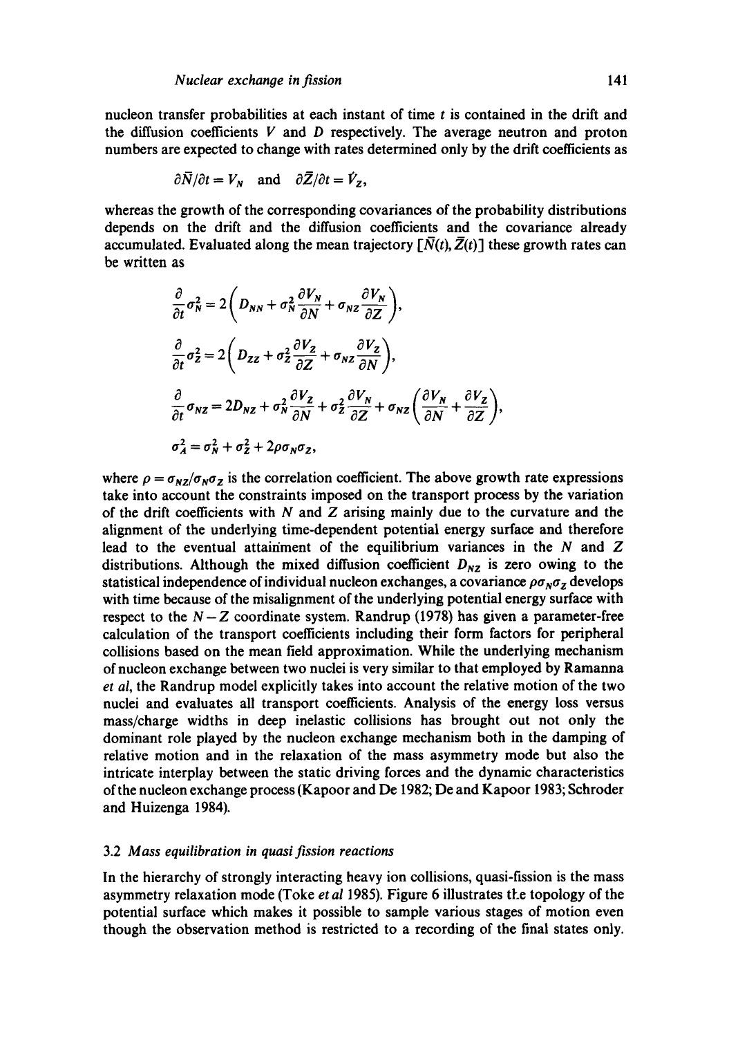nucleon transfer probabilities at each instant of time $t$ is contained in the drift and the diffusion coefficients $V$ and $D$ respectively. The average neutron and proton numbers are expected to change with rates determined only by the drift coefficients as

$$\partial \bar{N}/\partial t = V_N \quad \text{and} \quad \partial \bar{Z}/\partial t = V_Z,$$

whereas the growth of the corresponding covariances of the probability distributions depends on the drift and the diffusion coefficients and the covariance already accumulated. Evaluated along the mean trajectory $[\bar{N}(t), \bar{Z}(t)]$ these growth rates can be written as

$$\frac{\partial}{\partial t}\sigma_N^2 = 2\left(D_{NN} + \sigma_N^2 \frac{\partial V_N}{\partial N} + \sigma_{NZ}\frac{\partial V_N}{\partial Z}\right),$$

$$\frac{\partial}{\partial t}\sigma_Z^2 = 2\left(D_{ZZ} + \sigma_Z^2 \frac{\partial V_Z}{\partial Z} + \sigma_{NZ}\frac{\partial V_Z}{\partial N}\right),$$

$$\frac{\partial}{\partial t}\sigma_{NZ} = 2D_{NZ} + \sigma_N^2 \frac{\partial V_Z}{\partial N} + \sigma_Z^2 \frac{\partial V_N}{\partial Z} + \sigma_{NZ}\left(\frac{\partial V_N}{\partial N} + \frac{\partial V_Z}{\partial Z}\right),$$

$$\sigma_A^2 = \sigma_N^2 + \sigma_Z^2 + 2\rho\sigma_N\sigma_Z,$$

where $\rho = \sigma_{NZ}/\sigma_N\sigma_Z$ is the correlation coefficient. The above growth rate expressions take into account the constraints imposed on the transport process by the variation of the drift coefficients with $N$ and $Z$ arising mainly due to the curvature and the alignment of the underlying time-dependent potential energy surface and therefore lead to the eventual attainment of the equilibrium variances in the $N$ and $Z$ distributions. Although the mixed diffusion coefficient $D_{NZ}$ is zero owing to the statistical independence of individual nucleon exchanges, a covariance $\rho\sigma_N\sigma_Z$ develops with time because of the misalignment of the underlying potential energy surface with respect to the $N-Z$ coordinate system. Randrup (1978) has given a parameter-free calculation of the transport coefficients including their form factors for peripheral collisions based on the mean field approximation. While the underlying mechanism of nucleon exchange between two nuclei is very similar to that employed by Ramanna *et al*, the Randrup model explicitly takes into account the relative motion of the two nuclei and evaluates all transport coefficients. Analysis of the energy loss versus mass/charge widths in deep inelastic collisions has brought out not only the dominant role played by the nucleon exchange mechanism both in the damping of relative motion and in the relaxation of the mass asymmetry mode but also the intricate interplay between the static driving forces and the dynamic characteristics of the nucleon exchange process (Kapoor and De 1982; De and Kapoor 1983; Schroder and Huizenga 1984).

### 3.2 *Mass equilibration in quasi fission reactions*

In the hierarchy of strongly interacting heavy ion collisions, quasi-fission is the mass asymmetry relaxation mode (Toke *et al* 1985). Figure 6 illustrates the topology of the potential surface which makes it possible to sample various stages of motion even though the observation method is restricted to a recording of the final states only.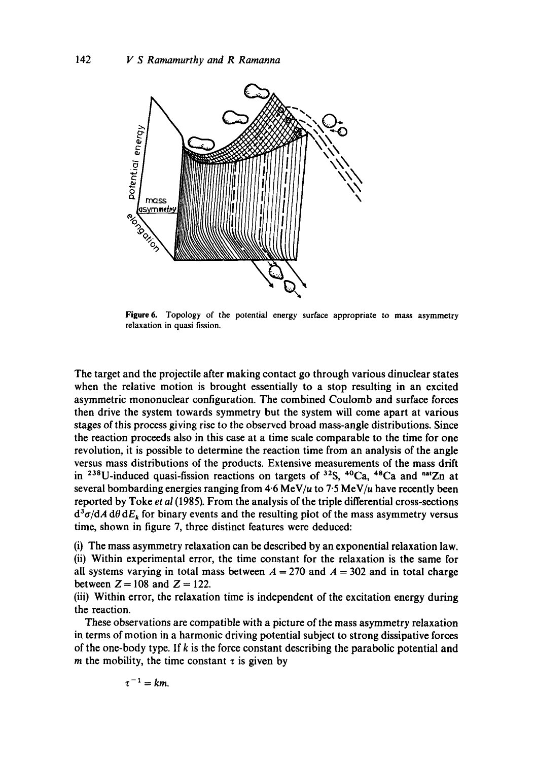Figure 6. Topology of the potential energy surface appropriate to mass asymmetry relaxation in quasi fission.

The target and the projectile after making contact go through various dinuclear states when the relative motion is brought essentially to a stop resulting in an excited asymmetric mononuclear configuration. The combined Coulomb and surface forces then drive the system towards symmetry but the system will come apart at various stages of this process giving rise to the observed broad mass-angle distributions. Since the reaction proceeds also in this case at a time scale comparable to the time for one revolution, it is possible to determine the reaction time from an analysis of the angle versus mass distributions of the products. Extensive measurements of the mass drift in $^{238}U$-induced quasi-fission reactions on targets of $^{32}S$, $^{40}Ca$, $^{48}Ca$ and $^{nat}Zn$ at several bombarding energies ranging from 4·6 MeV/$u$ to 7·5 MeV/$u$ have recently been reported by Toke *et al* (1985). From the analysis of the triple differential cross-sections $d^3\sigma/dA\, d\theta\, dE_k$ for binary events and the resulting plot of the mass asymmetry versus time, shown in figure 7, three distinct features were deduced:

(i) The mass asymmetry relaxation can be described by an exponential relaxation law.
(ii) Within experimental error, the time constant for the relaxation is the same for all systems varying in total mass between $A = 270$ and $A = 302$ and in total charge between $Z = 108$ and $Z = 122$.
(iii) Within error, the relaxation time is independent of the excitation energy during the reaction.

These observations are compatible with a picture of the mass asymmetry relaxation in terms of motion in a harmonic driving potential subject to strong dissipative forces of the one-body type. If $k$ is the force constant describing the parabolic potential and $m$ the mobility, the time constant $\tau$ is given by

$$\tau^{-1} = km.$$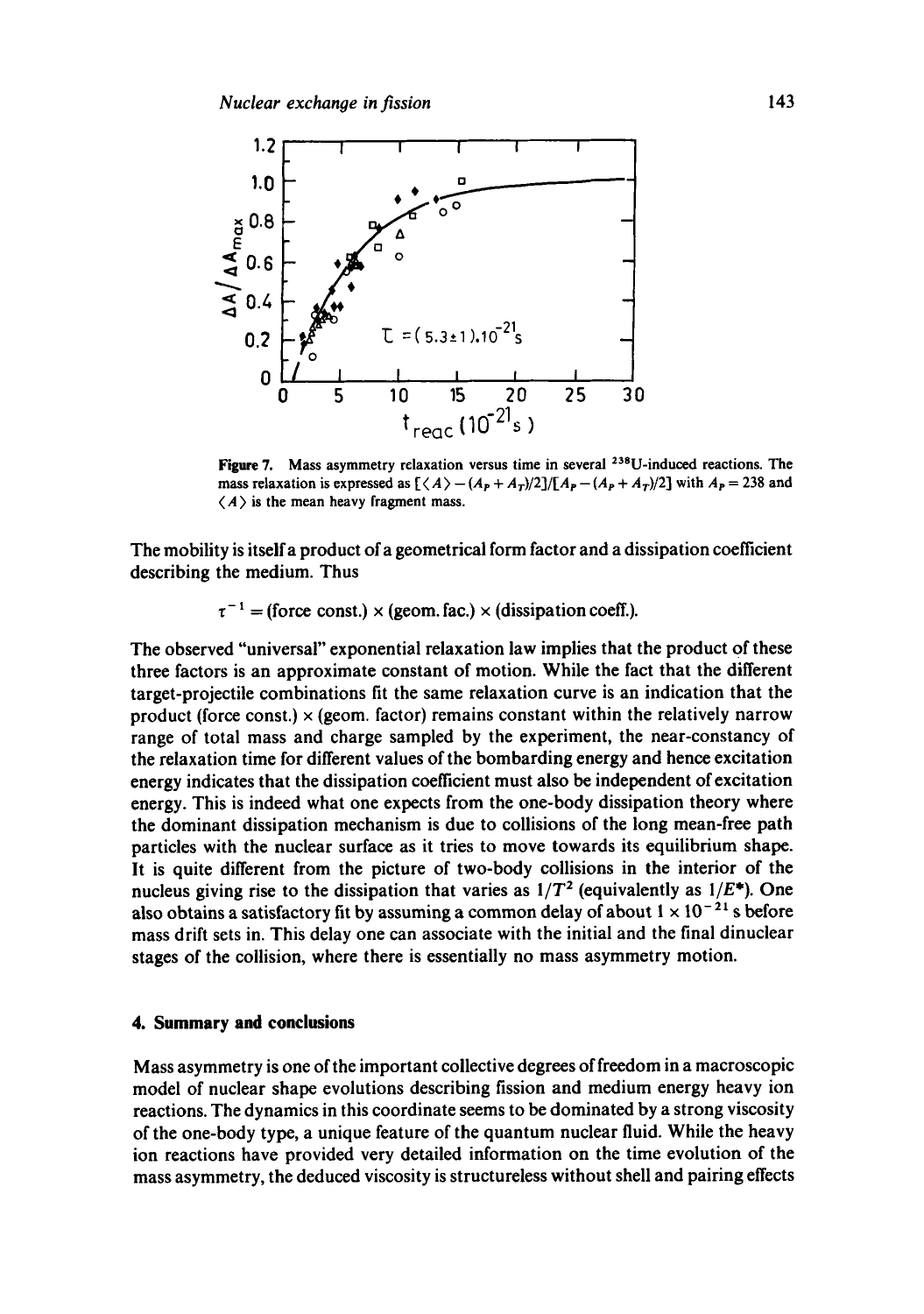**Figure 7.** Mass asymmetry relaxation versus time in several $^{238}U$-induced reactions. The mass relaxation is expressed as $[\langle A \rangle - (A_P + A_T)/2]/[A_P - (A_P + A_T)/2]$ with $A_P = 238$ and $\langle A \rangle$ is the mean heavy fragment mass.

The mobility is itself a product of a geometrical form factor and a dissipation coefficient describing the medium. Thus

$$\tau^{-1} = (\text{force const.}) \times (\text{geom. fac.}) \times (\text{dissipation coeff.}).$$

The observed "universal" exponential relaxation law implies that the product of these three factors is an approximate constant of motion. While the fact that the different target-projectile combinations fit the same relaxation curve is an indication that the product (force const.) × (geom. factor) remains constant within the relatively narrow range of total mass and charge sampled by the experiment, the near-constancy of the relaxation time for different values of the bombarding energy and hence excitation energy indicates that the dissipation coefficient must also be independent of excitation energy. This is indeed what one expects from the one-body dissipation theory where the dominant dissipation mechanism is due to collisions of the long mean-free path particles with the nuclear surface as it tries to move towards its equilibrium shape. It is quite different from the picture of two-body collisions in the interior of the nucleus giving rise to the dissipation that varies as $1/T^2$ (equivalently as $1/E^*$). One also obtains a satisfactory fit by assuming a common delay of about $1 \times 10^{-21}$ s before mass drift sets in. This delay one can associate with the initial and the final dinuclear stages of the collision, where there is essentially no mass asymmetry motion.

## 4. Summary and conclusions

Mass asymmetry is one of the important collective degrees of freedom in a macroscopic model of nuclear shape evolutions describing fission and medium energy heavy ion reactions. The dynamics in this coordinate seems to be dominated by a strong viscosity of the one-body type, a unique feature of the quantum nuclear fluid. While the heavy ion reactions have provided very detailed information on the time evolution of the mass asymmetry, the deduced viscosity is structureless without shell and pairing effects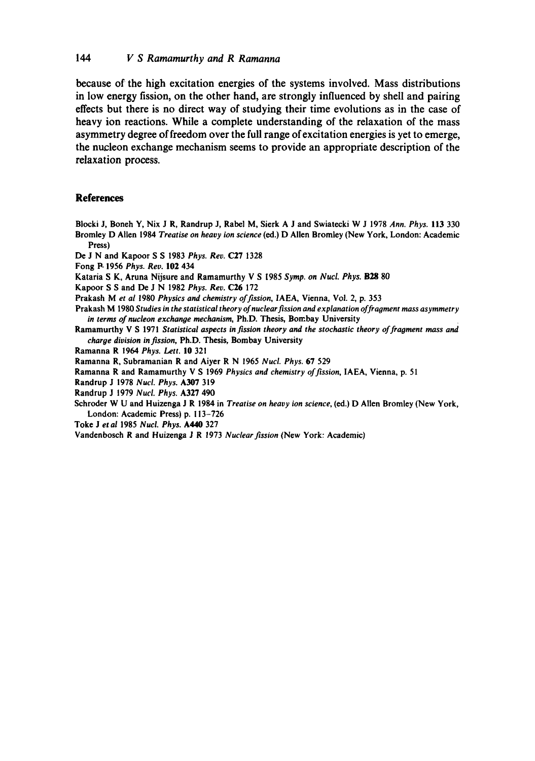because of the high excitation energies of the systems involved. Mass distributions in low energy fission, on the other hand, are strongly influenced by shell and pairing effects but there is no direct way of studying their time evolutions as in the case of heavy ion reactions. While a complete understanding of the relaxation of the mass asymmetry degree of freedom over the full range of excitation energies is yet to emerge, the nucleon exchange mechanism seems to provide an appropriate description of the relaxation process.

## References

Blocki J, Boneh Y, Nix J R, Randrup J, Rabel M, Sierk A J and Swiatecki W J 1978 *Ann. Phys.* **113** 330

Bromley D Allen 1984 *Treatise on heavy ion science* (ed.) D Allen Bromley (New York, London: Academic Press)

De J N and Kapoor S S 1983 *Phys. Rev.* **C27** 1328

Fong P 1956 *Phys. Rev.* **102** 434

Kataria S K, Aruna Nijsure and Ramamurthy V S 1985 *Symp. on Nucl. Phys.* **B28** 80

Kapoor S S and De J N 1982 *Phys. Rev.* **C26** 172

Prakash M *et al* 1980 *Physics and chemistry of fission*, IAEA, Vienna, Vol. 2, p. 353

Prakash M 1980 *Studies in the statistical theory of nuclear fission and explanation of fragment mass asymmetry in terms of nucleon exchange mechanism*, Ph.D. Thesis, Bombay University

Ramamurthy V S 1971 *Statistical aspects in fission theory and the stochastic theory of fragment mass and charge division in fission*, Ph.D. Thesis, Bombay University

Ramanna R 1964 *Phys. Lett.* **10** 321

Ramanna R, Subramanian R and Aiyer R N 1965 *Nucl. Phys.* **67** 529

Ramanna R and Ramamurthy V S 1969 *Physics and chemistry of fission*, IAEA, Vienna, p. 51

Randrup J 1978 *Nucl. Phys.* **A307** 319

Randrup J 1979 *Nucl. Phys.* **A327** 490

Schroder W U and Huizenga J R 1984 in *Treatise on heavy ion science*, (ed.) D Allen Bromley (New York, London: Academic Press) p. 113–726

Toke J *et al* 1985 *Nucl. Phys.* **A440** 327

Vandenbosch R and Huizenga J R 1973 *Nuclear fission* (New York: Academic)